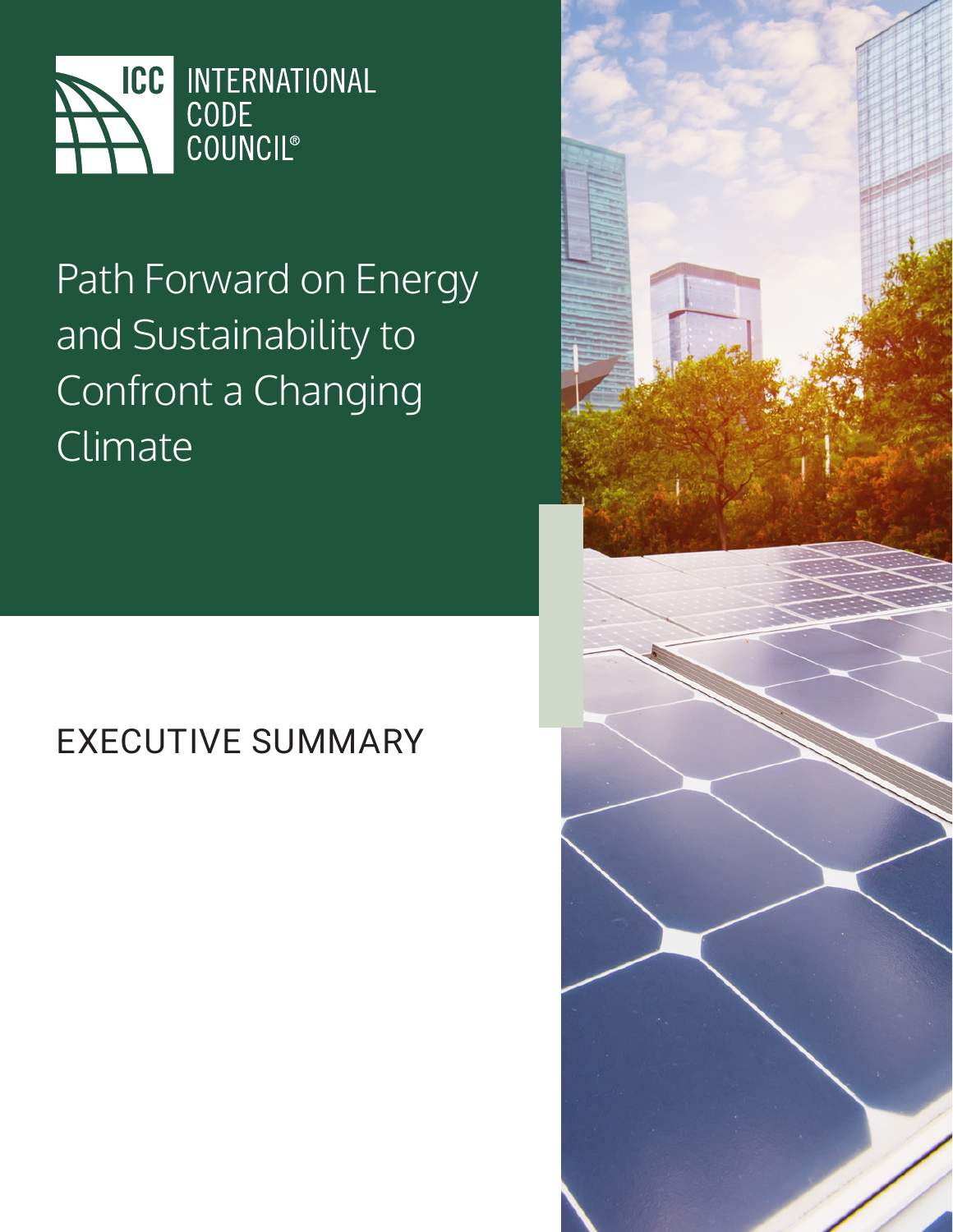ICC INTERNATIONAL CODE COUNCIL®

# Path Forward on Energy and Sustainability to Confront a Changing Climate

## EXECUTIVE SUMMARY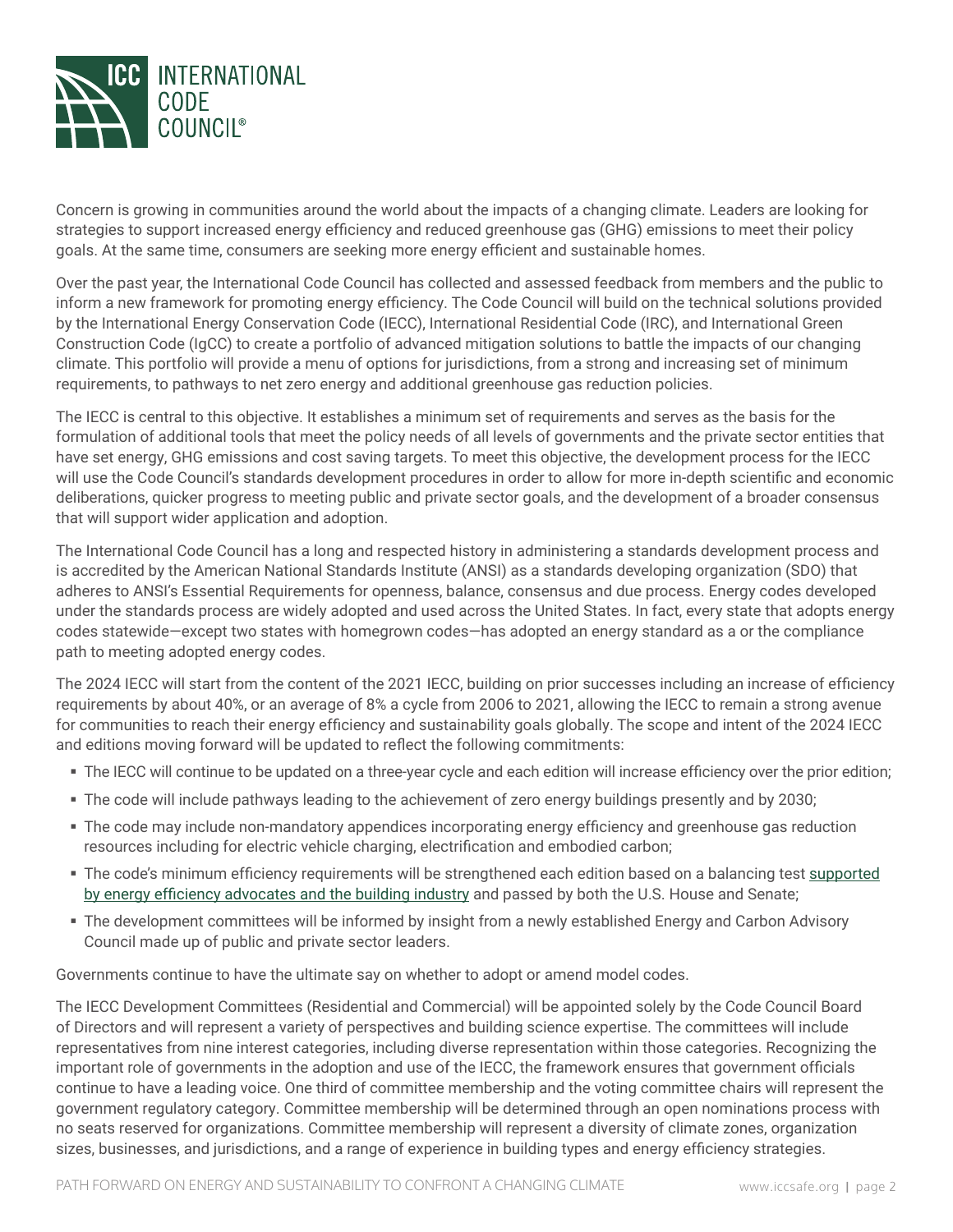Concern is growing in communities around the world about the impacts of a changing climate. Leaders are looking for strategies to support increased energy efficiency and reduced greenhouse gas (GHG) emissions to meet their policy goals. At the same time, consumers are seeking more energy efficient and sustainable homes.

Over the past year, the International Code Council has collected and assessed feedback from members and the public to inform a new framework for promoting energy efficiency. The Code Council will build on the technical solutions provided by the International Energy Conservation Code (IECC), International Residential Code (IRC), and International Green Construction Code (IgCC) to create a portfolio of advanced mitigation solutions to battle the impacts of our changing climate. This portfolio will provide a menu of options for jurisdictions, from a strong and increasing set of minimum requirements, to pathways to net zero energy and additional greenhouse gas reduction policies.

The IECC is central to this objective. It establishes a minimum set of requirements and serves as the basis for the formulation of additional tools that meet the policy needs of all levels of governments and the private sector entities that have set energy, GHG emissions and cost saving targets. To meet this objective, the development process for the IECC will use the Code Council's standards development procedures in order to allow for more in-depth scientific and economic deliberations, quicker progress to meeting public and private sector goals, and the development of a broader consensus that will support wider application and adoption.

The International Code Council has a long and respected history in administering a standards development process and is accredited by the American National Standards Institute (ANSI) as a standards developing organization (SDO) that adheres to ANSI's Essential Requirements for openness, balance, consensus and due process. Energy codes developed under the standards process are widely adopted and used across the United States. In fact, every state that adopts energy codes statewide—except two states with homegrown codes—has adopted an energy standard as a or the compliance path to meeting adopted energy codes.

The 2024 IECC will start from the content of the 2021 IECC, building on prior successes including an increase of efficiency requirements by about 40%, or an average of 8% a cycle from 2006 to 2021, allowing the IECC to remain a strong avenue for communities to reach their energy efficiency and sustainability goals globally. The scope and intent of the 2024 IECC and editions moving forward will be updated to reflect the following commitments:

- The IECC will continue to be updated on a three-year cycle and each edition will increase efficiency over the prior edition;
- The code will include pathways leading to the achievement of zero energy buildings presently and by 2030;
- The code may include non-mandatory appendices incorporating energy efficiency and greenhouse gas reduction resources including for electric vehicle charging, electrification and embodied carbon;
- The code's minimum efficiency requirements will be strengthened each edition based on a balancing test supported by energy efficiency advocates and the building industry and passed by both the U.S. House and Senate;
- The development committees will be informed by insight from a newly established Energy and Carbon Advisory Council made up of public and private sector leaders.

Governments continue to have the ultimate say on whether to adopt or amend model codes.

The IECC Development Committees (Residential and Commercial) will be appointed solely by the Code Council Board of Directors and will represent a variety of perspectives and building science expertise. The committees will include representatives from nine interest categories, including diverse representation within those categories. Recognizing the important role of governments in the adoption and use of the IECC, the framework ensures that government officials continue to have a leading voice. One third of committee membership and the voting committee chairs will represent the government regulatory category. Committee membership will be determined through an open nominations process with no seats reserved for organizations. Committee membership will represent a diversity of climate zones, organization sizes, businesses, and jurisdictions, and a range of experience in building types and energy efficiency strategies.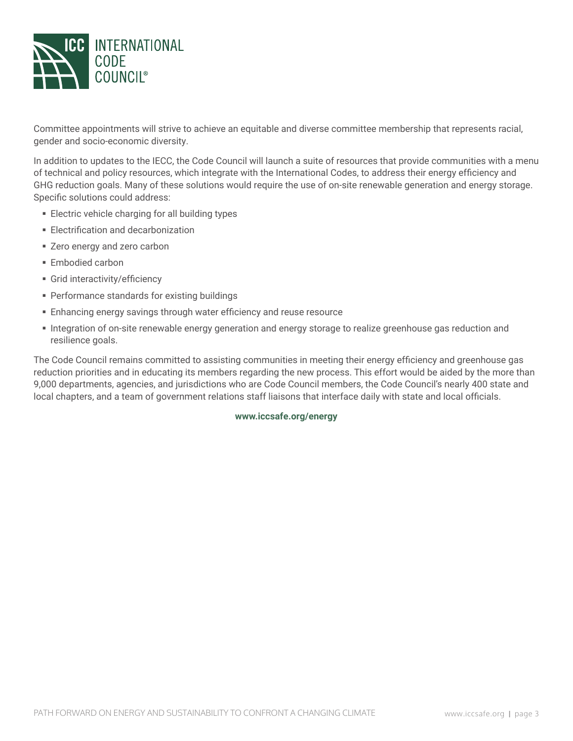Committee appointments will strive to achieve an equitable and diverse committee membership that represents racial, gender and socio-economic diversity.

In addition to updates to the IECC, the Code Council will launch a suite of resources that provide communities with a menu of technical and policy resources, which integrate with the International Codes, to address their energy efficiency and GHG reduction goals. Many of these solutions would require the use of on-site renewable generation and energy storage. Specific solutions could address:

- Electric vehicle charging for all building types
- Electrification and decarbonization
- Zero energy and zero carbon
- Embodied carbon
- Grid interactivity/efficiency
- Performance standards for existing buildings
- Enhancing energy savings through water efficiency and reuse resource
- Integration of on-site renewable energy generation and energy storage to realize greenhouse gas reduction and resilience goals.

The Code Council remains committed to assisting communities in meeting their energy efficiency and greenhouse gas reduction priorities and in educating its members regarding the new process. This effort would be aided by the more than 9,000 departments, agencies, and jurisdictions who are Code Council members, the Code Council's nearly 400 state and local chapters, and a team of government relations staff liaisons that interface daily with state and local officials.

**www.iccsafe.org/energy**